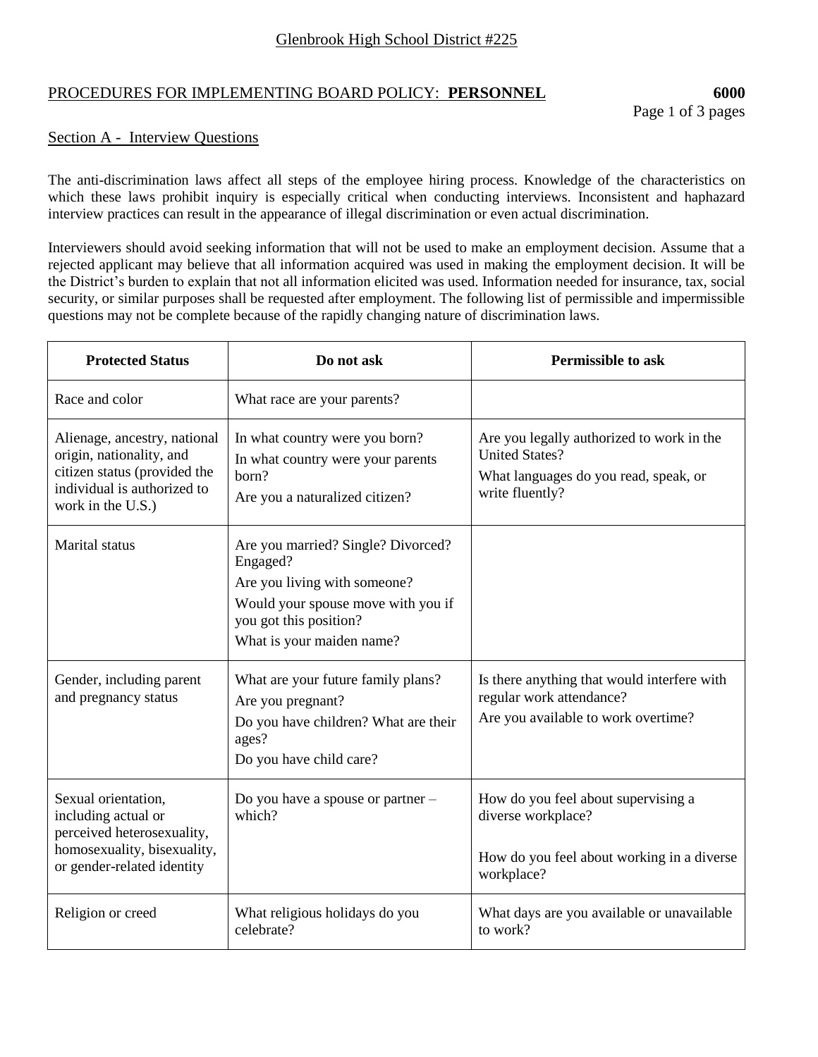Glenbrook High School District #225

PROCEDURES FOR IMPLEMENTING BOARD POLICY: **PERSONNEL** **6000**

## Section A - Interview Questions

The anti-discrimination laws affect all steps of the employee hiring process. Knowledge of the characteristics on which these laws prohibit inquiry is especially critical when conducting interviews. Inconsistent and haphazard interview practices can result in the appearance of illegal discrimination or even actual discrimination.

Interviewers should avoid seeking information that will not be used to make an employment decision. Assume that a rejected applicant may believe that all information acquired was used in making the employment decision. It will be the District's burden to explain that not all information elicited was used. Information needed for insurance, tax, social security, or similar purposes shall be requested after employment. The following list of permissible and impermissible questions may not be complete because of the rapidly changing nature of discrimination laws.

| Protected Status | Do not ask | Permissible to ask |
|---|---|---|
| Race and color | What race are your parents? | |
| Alienage, ancestry, national origin, nationality, and citizen status (provided the individual is authorized to work in the U.S.) | In what country were you born?<br>In what country were your parents born?<br>Are you a naturalized citizen? | Are you legally authorized to work in the United States?<br>What languages do you read, speak, or write fluently? |
| Marital status | Are you married? Single? Divorced? Engaged?<br>Are you living with someone?<br>Would your spouse move with you if you got this position?<br>What is your maiden name? | |
| Gender, including parent and pregnancy status | What are your future family plans?<br>Are you pregnant?<br>Do you have children? What are their ages?<br>Do you have child care? | Is there anything that would interfere with regular work attendance?<br>Are you available to work overtime? |
| Sexual orientation, including actual or perceived heterosexuality, homosexuality, bisexuality, or gender-related identity | Do you have a spouse or partner – which? | How do you feel about supervising a diverse workplace?<br>How do you feel about working in a diverse workplace? |
| Religion or creed | What religious holidays do you celebrate? | What days are you available or unavailable to work? |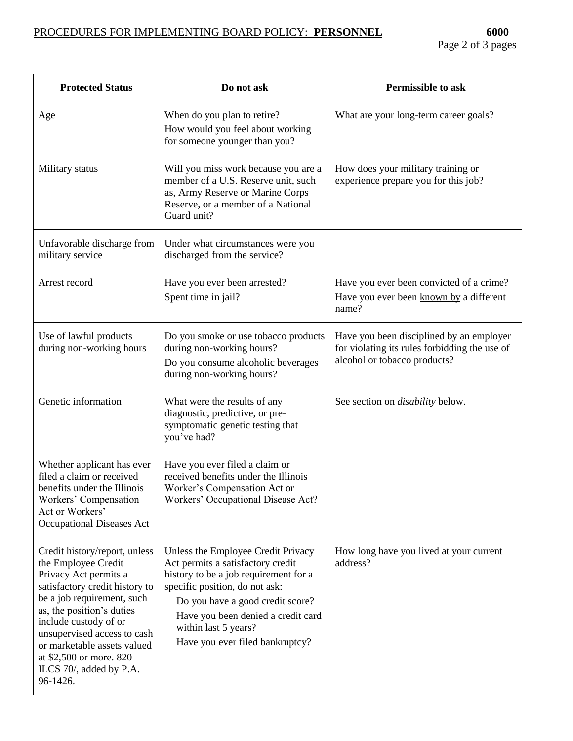| Protected Status | Do not ask | Permissible to ask |
|---|---|---|
| Age | When do you plan to retire?<br>How would you feel about working for someone younger than you? | What are your long-term career goals? |
| Military status | Will you miss work because you are a member of a U.S. Reserve unit, such as, Army Reserve or Marine Corps Reserve, or a member of a National Guard unit? | How does your military training or experience prepare you for this job? |
| Unfavorable discharge from military service | Under what circumstances were you discharged from the service? | |
| Arrest record | Have you ever been arrested?<br>Spent time in jail? | Have you ever been convicted of a crime?<br>Have you ever been known by a different name? |
| Use of lawful products during non-working hours | Do you smoke or use tobacco products during non-working hours?<br>Do you consume alcoholic beverages during non-working hours? | Have you been disciplined by an employer for violating its rules forbidding the use of alcohol or tobacco products? |
| Genetic information | What were the results of any diagnostic, predictive, or pre-symptomatic genetic testing that you've had? | See section on *disability* below. |
| Whether applicant has ever filed a claim or received benefits under the Illinois Workers' Compensation Act or Workers' Occupational Diseases Act | Have you ever filed a claim or received benefits under the Illinois Worker's Compensation Act or Workers' Occupational Disease Act? | |
| Credit history/report, unless the Employee Credit Privacy Act permits a satisfactory credit history to be a job requirement, such as, the position's duties include custody of or unsupervised access to cash or marketable assets valued at $2,500 or more. 820 ILCS 70/, added by P.A. 96-1426. | Unless the Employee Credit Privacy Act permits a satisfactory credit history to be a job requirement for a specific position, do not ask:<br>Do you have a good credit score?<br>Have you been denied a credit card within last 5 years?<br>Have you ever filed bankruptcy? | How long have you lived at your current address? |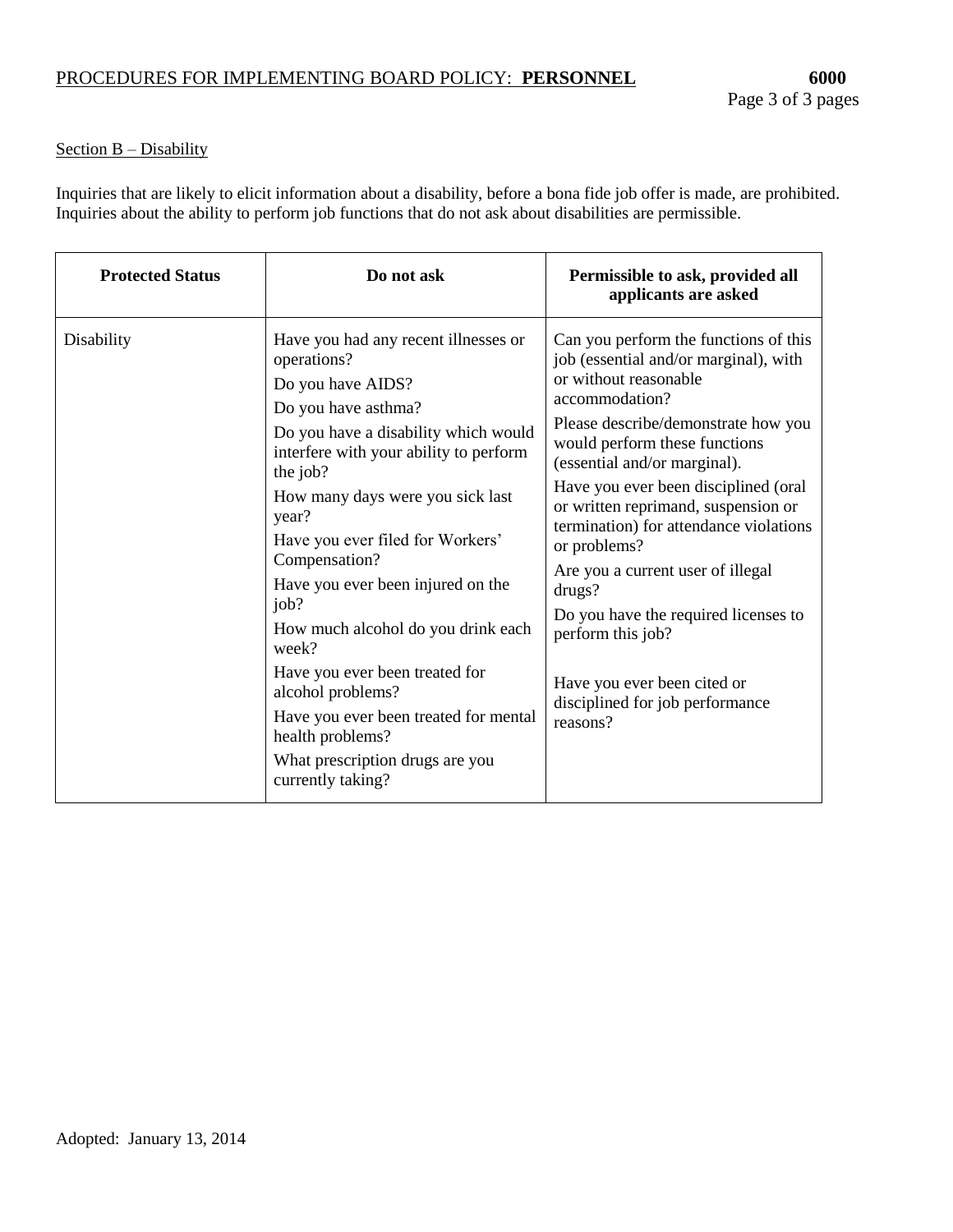Section B – Disability

Inquiries that are likely to elicit information about a disability, before a bona fide job offer is made, are prohibited. Inquiries about the ability to perform job functions that do not ask about disabilities are permissible.

| Protected Status | Do not ask | Permissible to ask, provided all applicants are asked |
|---|---|---|
| Disability | Have you had any recent illnesses or operations?<br>Do you have AIDS?<br>Do you have asthma?<br>Do you have a disability which would interfere with your ability to perform the job?<br>How many days were you sick last year?<br>Have you ever filed for Workers' Compensation?<br>Have you ever been injured on the job?<br>How much alcohol do you drink each week?<br>Have you ever been treated for alcohol problems?<br>Have you ever been treated for mental health problems?<br>What prescription drugs are you currently taking? | Can you perform the functions of this job (essential and/or marginal), with or without reasonable accommodation?<br>Please describe/demonstrate how you would perform these functions (essential and/or marginal).<br>Have you ever been disciplined (oral or written reprimand, suspension or termination) for attendance violations or problems?<br>Are you a current user of illegal drugs?<br>Do you have the required licenses to perform this job?<br>Have you ever been cited or disciplined for job performance reasons? |

Adopted: January 13, 2014